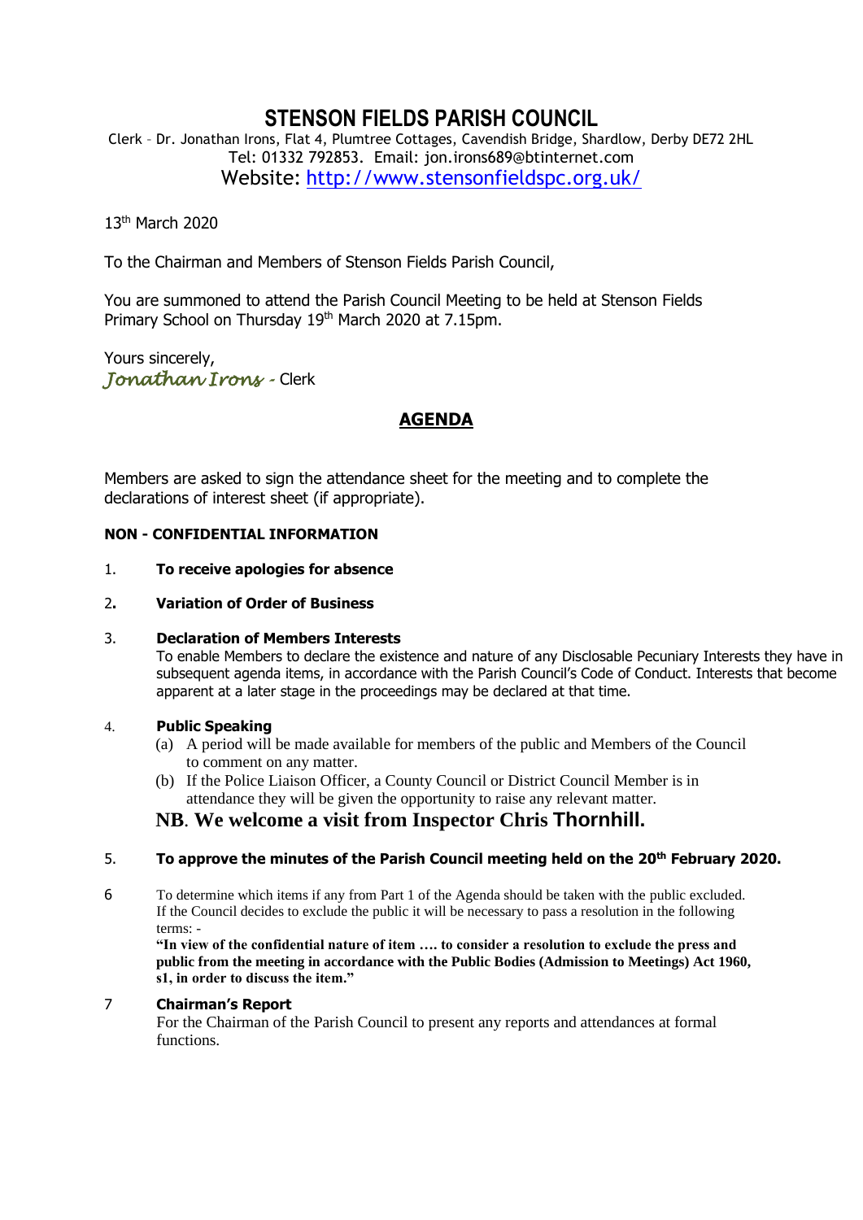# STENSON FIELDS PARISH COUNCIL

Clerk – Dr. Jonathan Irons, Flat 4, Plumtree Cottages, Cavendish Bridge, Shardlow, Derby DE72 2HL
Tel: 01332 792853. Email: jon.irons689@btinternet.com
Website: http://www.stensonfieldspc.org.uk/

13th March 2020

To the Chairman and Members of Stenson Fields Parish Council,

You are summoned to attend the Parish Council Meeting to be held at Stenson Fields Primary School on Thursday 19th March 2020 at 7.15pm.

Yours sincerely,
*Jonathan Irons* - Clerk

## AGENDA

Members are asked to sign the attendance sheet for the meeting and to complete the declarations of interest sheet (if appropriate).

**NON - CONFIDENTIAL INFORMATION**

1. **To receive apologies for absence**

2. **Variation of Order of Business**

3. **Declaration of Members Interests**
   To enable Members to declare the existence and nature of any Disclosable Pecuniary Interests they have in subsequent agenda items, in accordance with the Parish Council's Code of Conduct. Interests that become apparent at a later stage in the proceedings may be declared at that time.

4. **Public Speaking**
   (a) A period will be made available for members of the public and Members of the Council to comment on any matter.
   (b) If the Police Liaison Officer, a County Council or District Council Member is in attendance they will be given the opportunity to raise any relevant matter.

   **NB. We welcome a visit from Inspector Chris Thornhill.**

5. **To approve the minutes of the Parish Council meeting held on the 20th February 2020.**

6. To determine which items if any from Part 1 of the Agenda should be taken with the public excluded. If the Council decides to exclude the public it will be necessary to pass a resolution in the following terms: -
   **"In view of the confidential nature of item …. to consider a resolution to exclude the press and public from the meeting in accordance with the Public Bodies (Admission to Meetings) Act 1960, s1, in order to discuss the item."**

7. **Chairman's Report**
   For the Chairman of the Parish Council to present any reports and attendances at formal functions.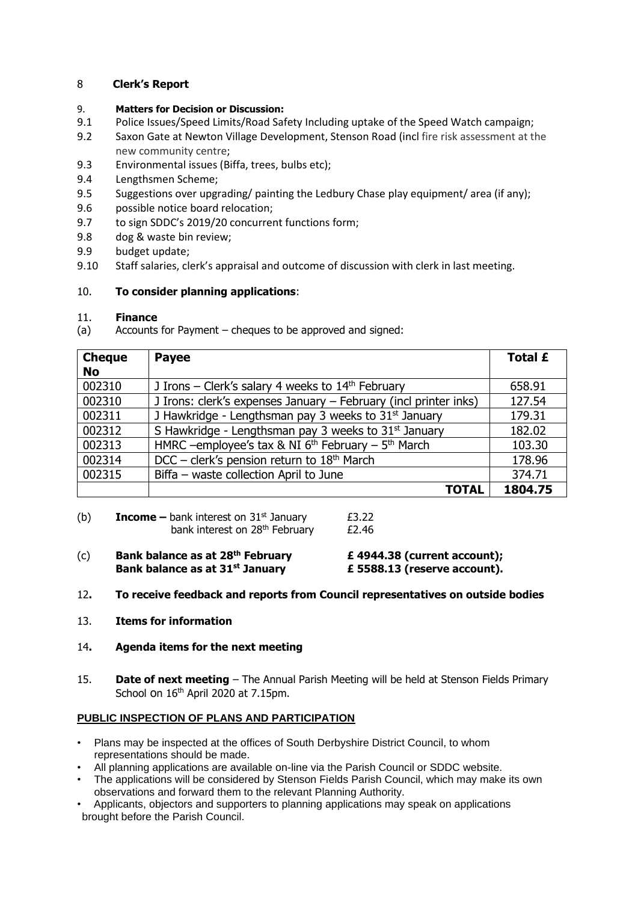8 **Clerk's Report**

9. **Matters for Decision or Discussion:**

9.1 Police Issues/Speed Limits/Road Safety Including uptake of the Speed Watch campaign;
9.2 Saxon Gate at Newton Village Development, Stenson Road (incl fire risk assessment at the new community centre;
9.3 Environmental issues (Biffa, trees, bulbs etc);
9.4 Lengthsmen Scheme;
9.5 Suggestions over upgrading/ painting the Ledbury Chase play equipment/ area (if any);
9.6 possible notice board relocation;
9.7 to sign SDDC's 2019/20 concurrent functions form;
9.8 dog & waste bin review;
9.9 budget update;
9.10 Staff salaries, clerk's appraisal and outcome of discussion with clerk in last meeting.

10. **To consider planning applications**:

11. **Finance**

(a) Accounts for Payment – cheques to be approved and signed:

| Cheque No | Payee | Total £ |
|---|---|---|
| 002310 | J Irons – Clerk's salary 4 weeks to 14th February | 658.91 |
| 002310 | J Irons: clerk's expenses January – February (incl printer inks) | 127.54 |
| 002311 | J Hawkridge - Lengthsman pay 3 weeks to 31st January | 179.31 |
| 002312 | S Hawkridge - Lengthsman pay 3 weeks to 31st January | 182.02 |
| 002313 | HMRC –employee's tax & NI 6th February – 5th March | 103.30 |
| 002314 | DCC – clerk's pension return to 18th March | 178.96 |
| 002315 | Biffa – waste collection April to June | 374.71 |
| | **TOTAL** | **1804.75** |

(b) **Income –** bank interest on 31st January £3.22
bank interest on 28th February £2.46

(c) **Bank balance as at 28th February £ 4944.38 (current account);**
**Bank balance as at 31st January £ 5588.13 (reserve account).**

12**.** **To receive feedback and reports from Council representatives on outside bodies**

13. **Items for information**

14**.** **Agenda items for the next meeting**

15. **Date of next meeting** – The Annual Parish Meeting will be held at Stenson Fields Primary School on 16th April 2020 at 7.15pm.

**PUBLIC INSPECTION OF PLANS AND PARTICIPATION**

- Plans may be inspected at the offices of South Derbyshire District Council, to whom representations should be made.
- All planning applications are available on-line via the Parish Council or SDDC website.
- The applications will be considered by Stenson Fields Parish Council, which may make its own observations and forward them to the relevant Planning Authority.
- Applicants, objectors and supporters to planning applications may speak on applications brought before the Parish Council.